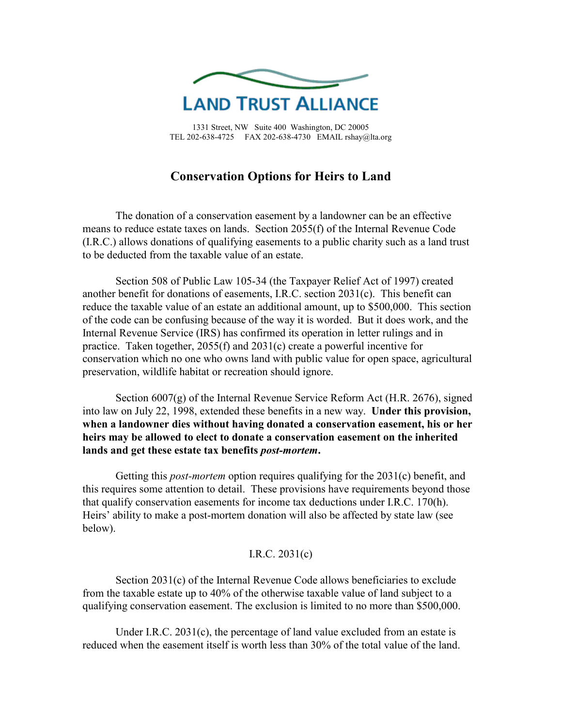LAND TRUST ALLIANCE

1331 Street, NW Suite 400 Washington, DC 20005
TEL 202-638-4725 FAX 202-638-4730 EMAIL rshay@lta.org

# Conservation Options for Heirs to Land

The donation of a conservation easement by a landowner can be an effective means to reduce estate taxes on lands. Section 2055(f) of the Internal Revenue Code (I.R.C.) allows donations of qualifying easements to a public charity such as a land trust to be deducted from the taxable value of an estate.

Section 508 of Public Law 105-34 (the Taxpayer Relief Act of 1997) created another benefit for donations of easements, I.R.C. section 2031(c). This benefit can reduce the taxable value of an estate an additional amount, up to $500,000. This section of the code can be confusing because of the way it is worded. But it does work, and the Internal Revenue Service (IRS) has confirmed its operation in letter rulings and in practice. Taken together, 2055(f) and 2031(c) create a powerful incentive for conservation which no one who owns land with public value for open space, agricultural preservation, wildlife habitat or recreation should ignore.

Section 6007(g) of the Internal Revenue Service Reform Act (H.R. 2676), signed into law on July 22, 1998, extended these benefits in a new way. **Under this provision, when a landowner dies without having donated a conservation easement, his or her heirs may be allowed to elect to donate a conservation easement on the inherited lands and get these estate tax benefits *post-mortem*.**

Getting this *post-mortem* option requires qualifying for the 2031(c) benefit, and this requires some attention to detail. These provisions have requirements beyond those that qualify conservation easements for income tax deductions under I.R.C. 170(h). Heirs' ability to make a post-mortem donation will also be affected by state law (see below).

## I.R.C. 2031(c)

Section 2031(c) of the Internal Revenue Code allows beneficiaries to exclude from the taxable estate up to 40% of the otherwise taxable value of land subject to a qualifying conservation easement. The exclusion is limited to no more than $500,000.

Under I.R.C. 2031(c), the percentage of land value excluded from an estate is reduced when the easement itself is worth less than 30% of the total value of the land.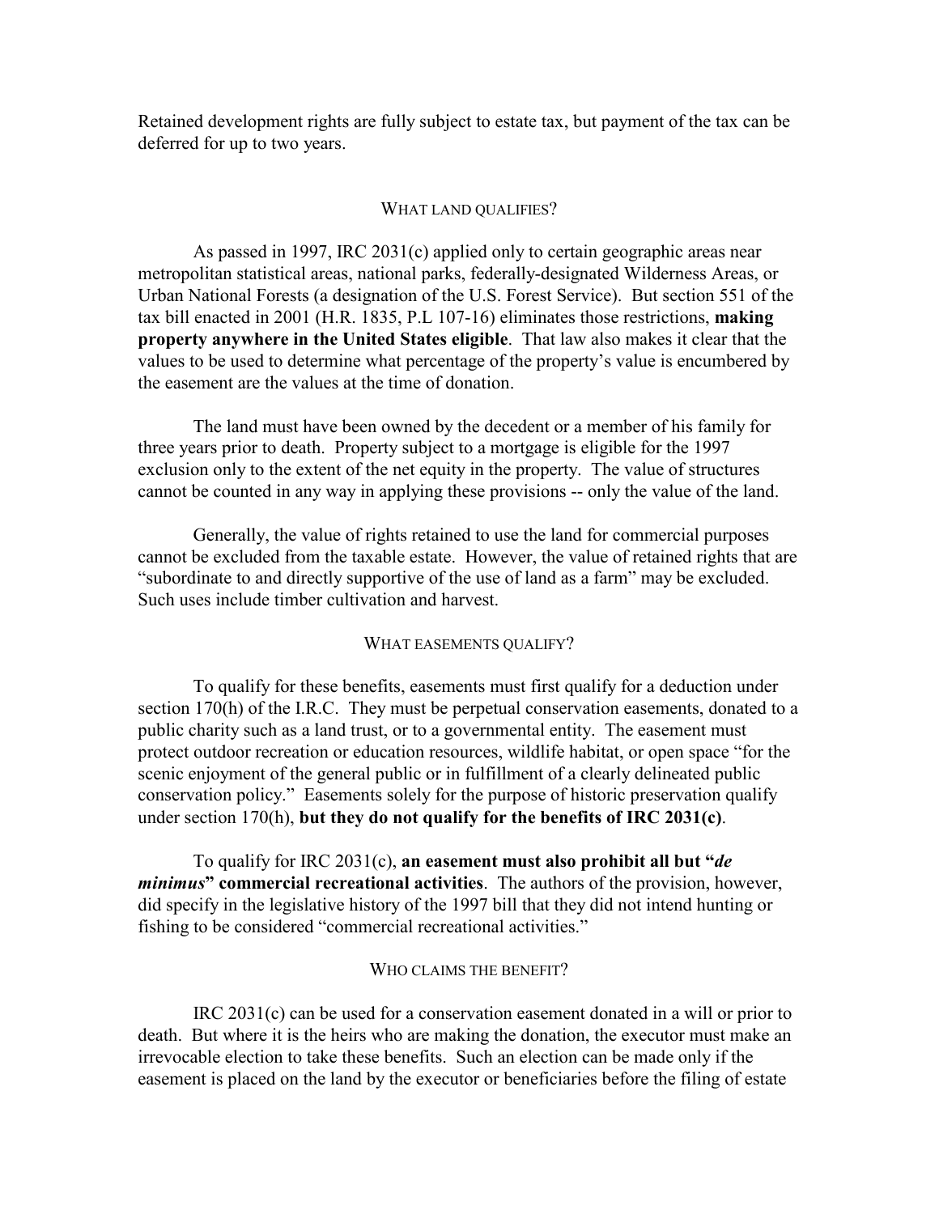Retained development rights are fully subject to estate tax, but payment of the tax can be deferred for up to two years.

## WHAT LAND QUALIFIES?

As passed in 1997, IRC 2031(c) applied only to certain geographic areas near metropolitan statistical areas, national parks, federally-designated Wilderness Areas, or Urban National Forests (a designation of the U.S. Forest Service). But section 551 of the tax bill enacted in 2001 (H.R. 1835, P.L 107-16) eliminates those restrictions, **making property anywhere in the United States eligible**. That law also makes it clear that the values to be used to determine what percentage of the property's value is encumbered by the easement are the values at the time of donation.

The land must have been owned by the decedent or a member of his family for three years prior to death. Property subject to a mortgage is eligible for the 1997 exclusion only to the extent of the net equity in the property. The value of structures cannot be counted in any way in applying these provisions -- only the value of the land.

Generally, the value of rights retained to use the land for commercial purposes cannot be excluded from the taxable estate. However, the value of retained rights that are "subordinate to and directly supportive of the use of land as a farm" may be excluded. Such uses include timber cultivation and harvest.

## WHAT EASEMENTS QUALIFY?

To qualify for these benefits, easements must first qualify for a deduction under section 170(h) of the I.R.C. They must be perpetual conservation easements, donated to a public charity such as a land trust, or to a governmental entity. The easement must protect outdoor recreation or education resources, wildlife habitat, or open space "for the scenic enjoyment of the general public or in fulfillment of a clearly delineated public conservation policy." Easements solely for the purpose of historic preservation qualify under section 170(h), **but they do not qualify for the benefits of IRC 2031(c)**.

To qualify for IRC 2031(c), **an easement must also prohibit all but "*de minimus*" commercial recreational activities**. The authors of the provision, however, did specify in the legislative history of the 1997 bill that they did not intend hunting or fishing to be considered "commercial recreational activities."

## WHO CLAIMS THE BENEFIT?

IRC 2031(c) can be used for a conservation easement donated in a will or prior to death. But where it is the heirs who are making the donation, the executor must make an irrevocable election to take these benefits. Such an election can be made only if the easement is placed on the land by the executor or beneficiaries before the filing of estate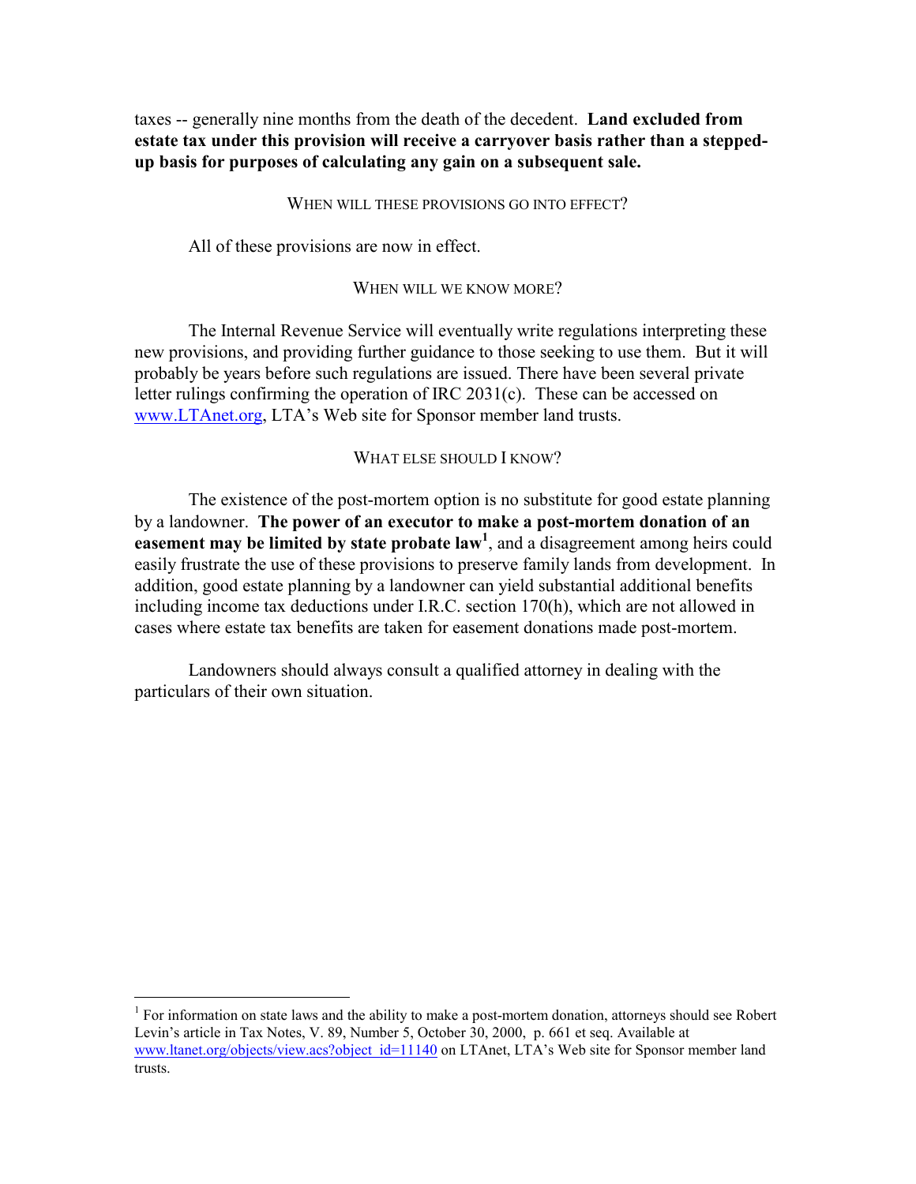taxes -- generally nine months from the death of the decedent. **Land excluded from estate tax under this provision will receive a carryover basis rather than a stepped-up basis for purposes of calculating any gain on a subsequent sale.**

## WHEN WILL THESE PROVISIONS GO INTO EFFECT?

All of these provisions are now in effect.

## WHEN WILL WE KNOW MORE?

The Internal Revenue Service will eventually write regulations interpreting these new provisions, and providing further guidance to those seeking to use them. But it will probably be years before such regulations are issued. There have been several private letter rulings confirming the operation of IRC 2031(c). These can be accessed on www.LTAnet.org, LTA's Web site for Sponsor member land trusts.

## WHAT ELSE SHOULD I KNOW?

The existence of the post-mortem option is no substitute for good estate planning by a landowner. **The power of an executor to make a post-mortem donation of an easement may be limited by state probate law**[1], and a disagreement among heirs could easily frustrate the use of these provisions to preserve family lands from development. In addition, good estate planning by a landowner can yield substantial additional benefits including income tax deductions under I.R.C. section 170(h), which are not allowed in cases where estate tax benefits are taken for easement donations made post-mortem.

Landowners should always consult a qualified attorney in dealing with the particulars of their own situation.

---

[1] For information on state laws and the ability to make a post-mortem donation, attorneys should see Robert Levin's article in Tax Notes, V. 89, Number 5, October 30, 2000, p. 661 et seq. Available at www.ltanet.org/objects/view.acs?object_id=11140 on LTAnet, LTA's Web site for Sponsor member land trusts.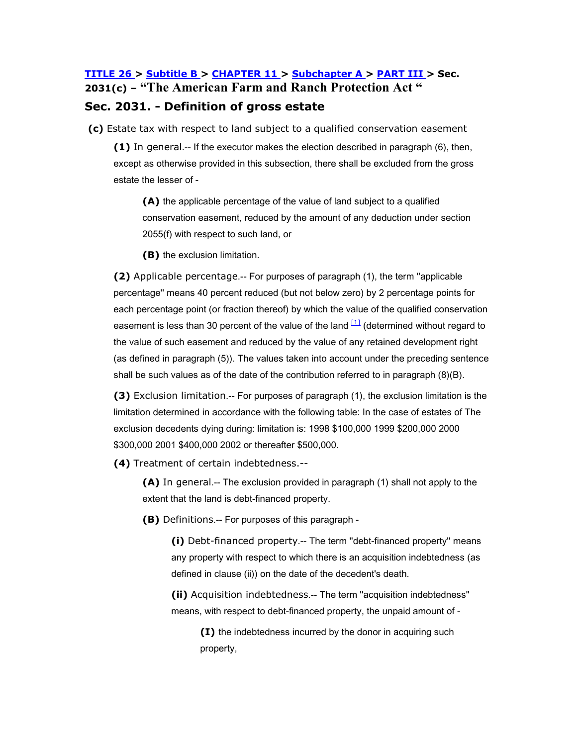**[TITLE 26](#) > [Subtitle B](#) > [CHAPTER 11](#) > [Subchapter A](#) > [PART III](#) > Sec. 2031(c) – "The American Farm and Ranch Protection Act "**

## Sec. 2031. - Definition of gross estate

**(c)** Estate tax with respect to land subject to a qualified conservation easement

**(1)** In general.-- If the executor makes the election described in paragraph (6), then, except as otherwise provided in this subsection, there shall be excluded from the gross estate the lesser of -

**(A)** the applicable percentage of the value of land subject to a qualified conservation easement, reduced by the amount of any deduction under section 2055(f) with respect to such land, or

**(B)** the exclusion limitation.

**(2)** Applicable percentage.-- For purposes of paragraph (1), the term "applicable percentage" means 40 percent reduced (but not below zero) by 2 percentage points for each percentage point (or fraction thereof) by which the value of the qualified conservation easement is less than 30 percent of the value of the land [1] (determined without regard to the value of such easement and reduced by the value of any retained development right (as defined in paragraph (5)). The values taken into account under the preceding sentence shall be such values as of the date of the contribution referred to in paragraph (8)(B).

**(3)** Exclusion limitation.-- For purposes of paragraph (1), the exclusion limitation is the limitation determined in accordance with the following table: In the case of estates of The exclusion decedents dying during: limitation is: 1998 $100,000 1999 $200,000 2000 $300,000 2001 $400,000 2002 or thereafter $500,000.

**(4)** Treatment of certain indebtedness.--

**(A)** In general.-- The exclusion provided in paragraph (1) shall not apply to the extent that the land is debt-financed property.

**(B)** Definitions.-- For purposes of this paragraph -

**(i)** Debt-financed property.-- The term "debt-financed property" means any property with respect to which there is an acquisition indebtedness (as defined in clause (ii)) on the date of the decedent's death.

**(ii)** Acquisition indebtedness.-- The term "acquisition indebtedness" means, with respect to debt-financed property, the unpaid amount of -

**(I)** the indebtedness incurred by the donor in acquiring such property,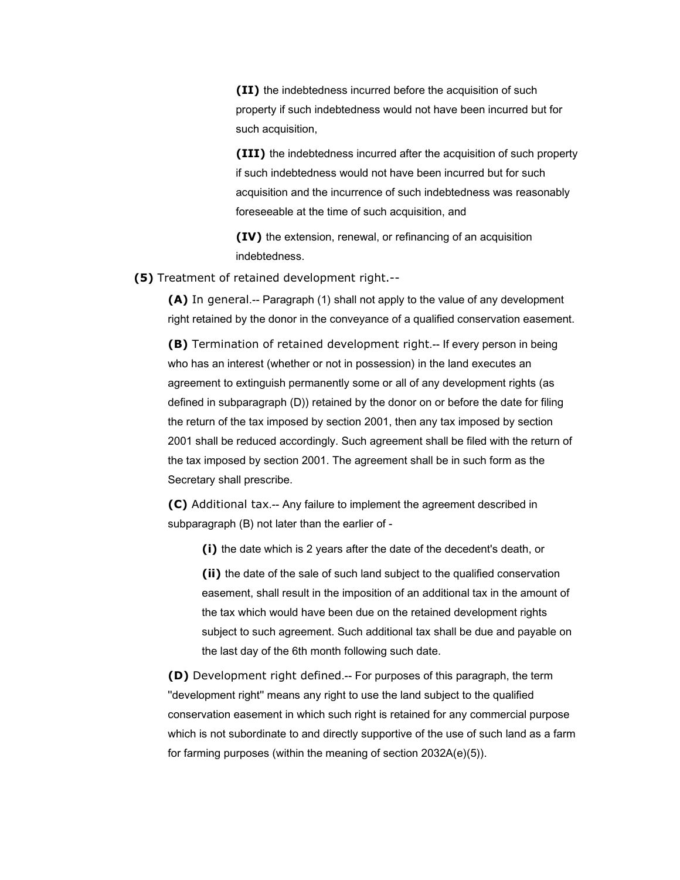**(II)** the indebtedness incurred before the acquisition of such property if such indebtedness would not have been incurred but for such acquisition,

**(III)** the indebtedness incurred after the acquisition of such property if such indebtedness would not have been incurred but for such acquisition and the incurrence of such indebtedness was reasonably foreseeable at the time of such acquisition, and

**(IV)** the extension, renewal, or refinancing of an acquisition indebtedness.

**(5)** Treatment of retained development right.--

**(A)** In general.-- Paragraph (1) shall not apply to the value of any development right retained by the donor in the conveyance of a qualified conservation easement.

**(B)** Termination of retained development right.-- If every person in being who has an interest (whether or not in possession) in the land executes an agreement to extinguish permanently some or all of any development rights (as defined in subparagraph (D)) retained by the donor on or before the date for filing the return of the tax imposed by section 2001, then any tax imposed by section 2001 shall be reduced accordingly. Such agreement shall be filed with the return of the tax imposed by section 2001. The agreement shall be in such form as the Secretary shall prescribe.

**(C)** Additional tax.-- Any failure to implement the agreement described in subparagraph (B) not later than the earlier of -

**(i)** the date which is 2 years after the date of the decedent's death, or

**(ii)** the date of the sale of such land subject to the qualified conservation easement, shall result in the imposition of an additional tax in the amount of the tax which would have been due on the retained development rights subject to such agreement. Such additional tax shall be due and payable on the last day of the 6th month following such date.

**(D)** Development right defined.-- For purposes of this paragraph, the term ''development right'' means any right to use the land subject to the qualified conservation easement in which such right is retained for any commercial purpose which is not subordinate to and directly supportive of the use of such land as a farm for farming purposes (within the meaning of section 2032A(e)(5)).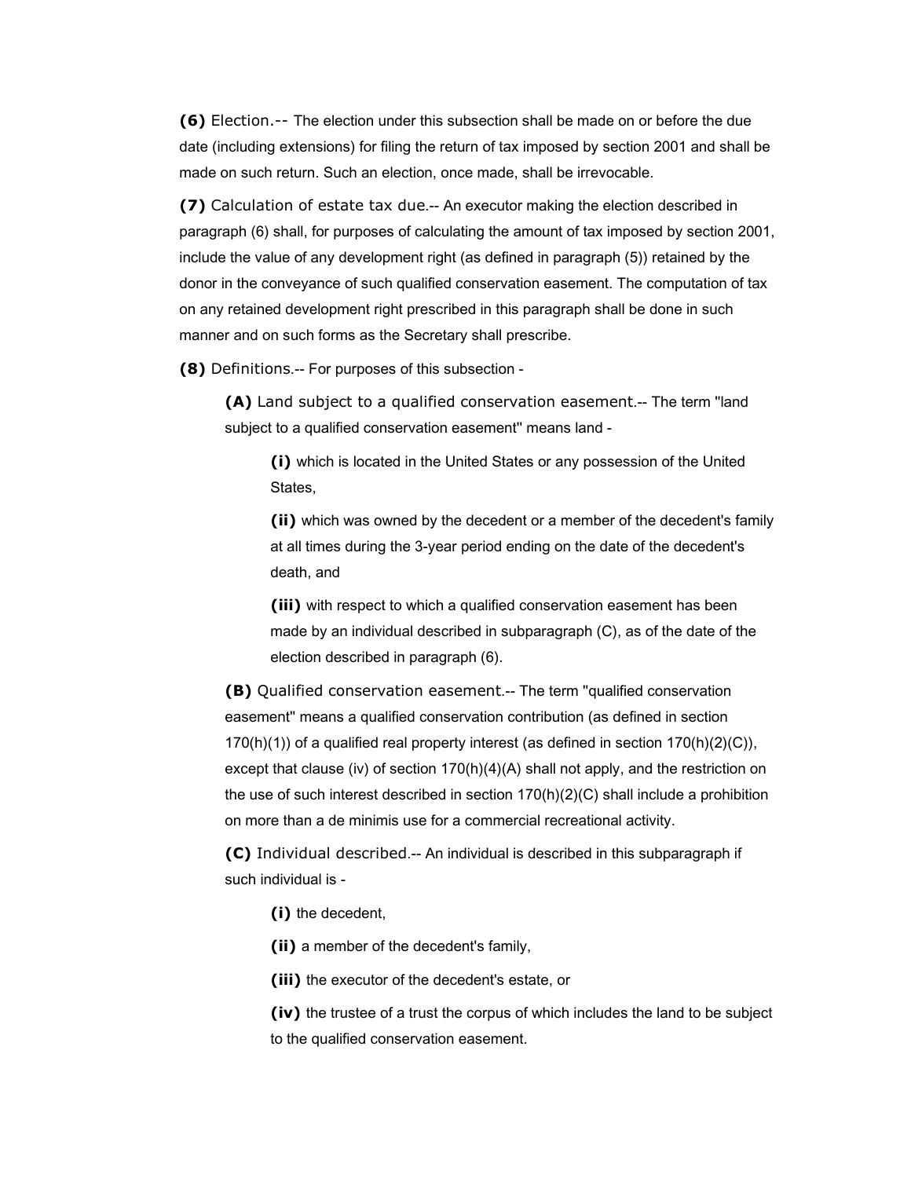**(6)** Election.-- The election under this subsection shall be made on or before the due date (including extensions) for filing the return of tax imposed by section 2001 and shall be made on such return. Such an election, once made, shall be irrevocable.

**(7)** Calculation of estate tax due.-- An executor making the election described in paragraph (6) shall, for purposes of calculating the amount of tax imposed by section 2001, include the value of any development right (as defined in paragraph (5)) retained by the donor in the conveyance of such qualified conservation easement. The computation of tax on any retained development right prescribed in this paragraph shall be done in such manner and on such forms as the Secretary shall prescribe.

**(8)** Definitions.-- For purposes of this subsection -

> **(A)** Land subject to a qualified conservation easement.-- The term "land subject to a qualified conservation easement" means land -
>
> > **(i)** which is located in the United States or any possession of the United States,
> >
> > **(ii)** which was owned by the decedent or a member of the decedent's family at all times during the 3-year period ending on the date of the decedent's death, and
> >
> > **(iii)** with respect to which a qualified conservation easement has been made by an individual described in subparagraph (C), as of the date of the election described in paragraph (6).
>
> **(B)** Qualified conservation easement.-- The term "qualified conservation easement" means a qualified conservation contribution (as defined in section 170(h)(1)) of a qualified real property interest (as defined in section 170(h)(2)(C)), except that clause (iv) of section 170(h)(4)(A) shall not apply, and the restriction on the use of such interest described in section 170(h)(2)(C) shall include a prohibition on more than a de minimis use for a commercial recreational activity.
>
> **(C)** Individual described.-- An individual is described in this subparagraph if such individual is -
>
> > **(i)** the decedent,
> >
> > **(ii)** a member of the decedent's family,
> >
> > **(iii)** the executor of the decedent's estate, or
> >
> > **(iv)** the trustee of a trust the corpus of which includes the land to be subject to the qualified conservation easement.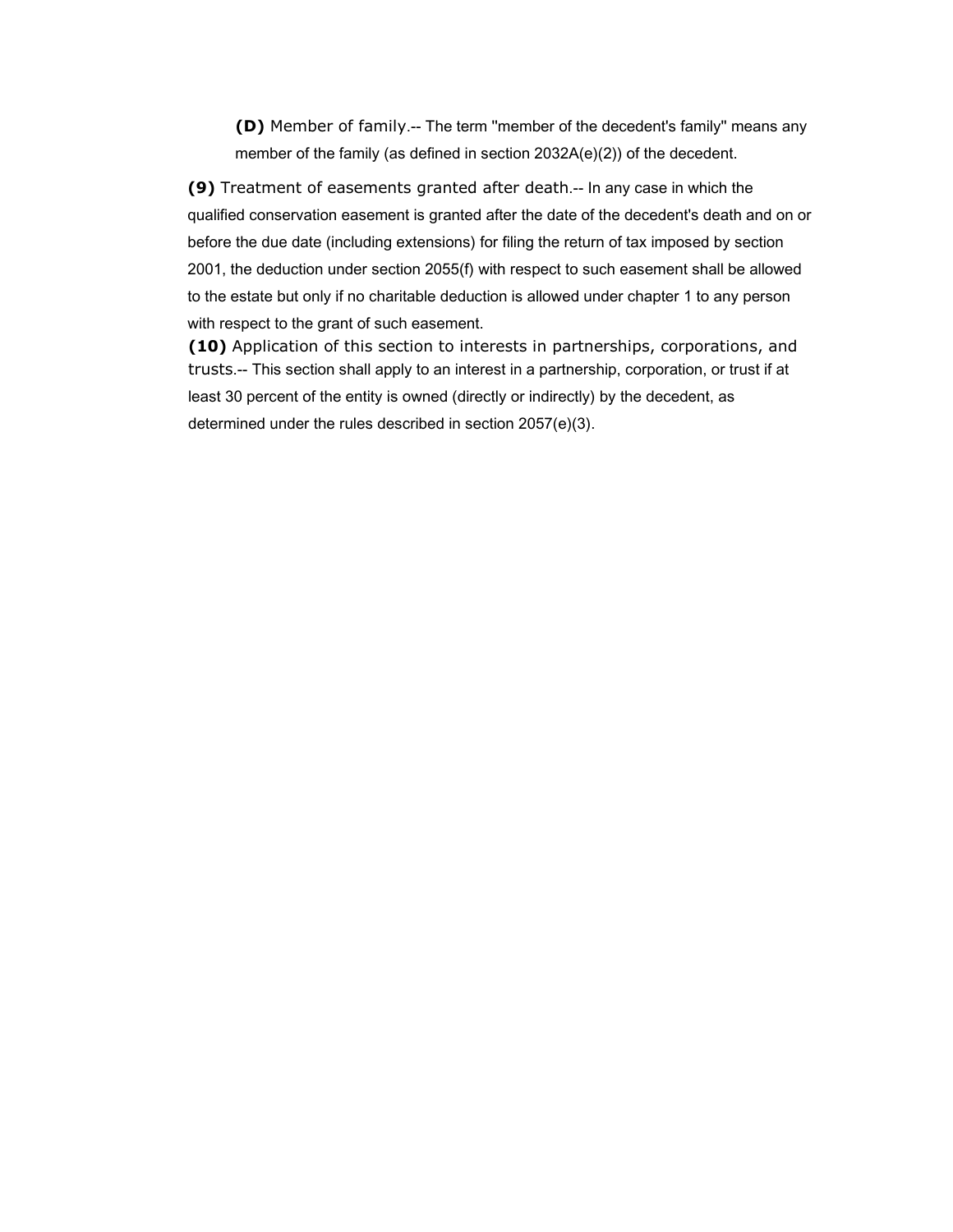**(D)** Member of family.-- The term "member of the decedent's family" means any member of the family (as defined in section 2032A(e)(2)) of the decedent.

**(9)** Treatment of easements granted after death.-- In any case in which the qualified conservation easement is granted after the date of the decedent's death and on or before the due date (including extensions) for filing the return of tax imposed by section 2001, the deduction under section 2055(f) with respect to such easement shall be allowed to the estate but only if no charitable deduction is allowed under chapter 1 to any person with respect to the grant of such easement.

**(10)** Application of this section to interests in partnerships, corporations, and trusts.-- This section shall apply to an interest in a partnership, corporation, or trust if at least 30 percent of the entity is owned (directly or indirectly) by the decedent, as determined under the rules described in section 2057(e)(3).